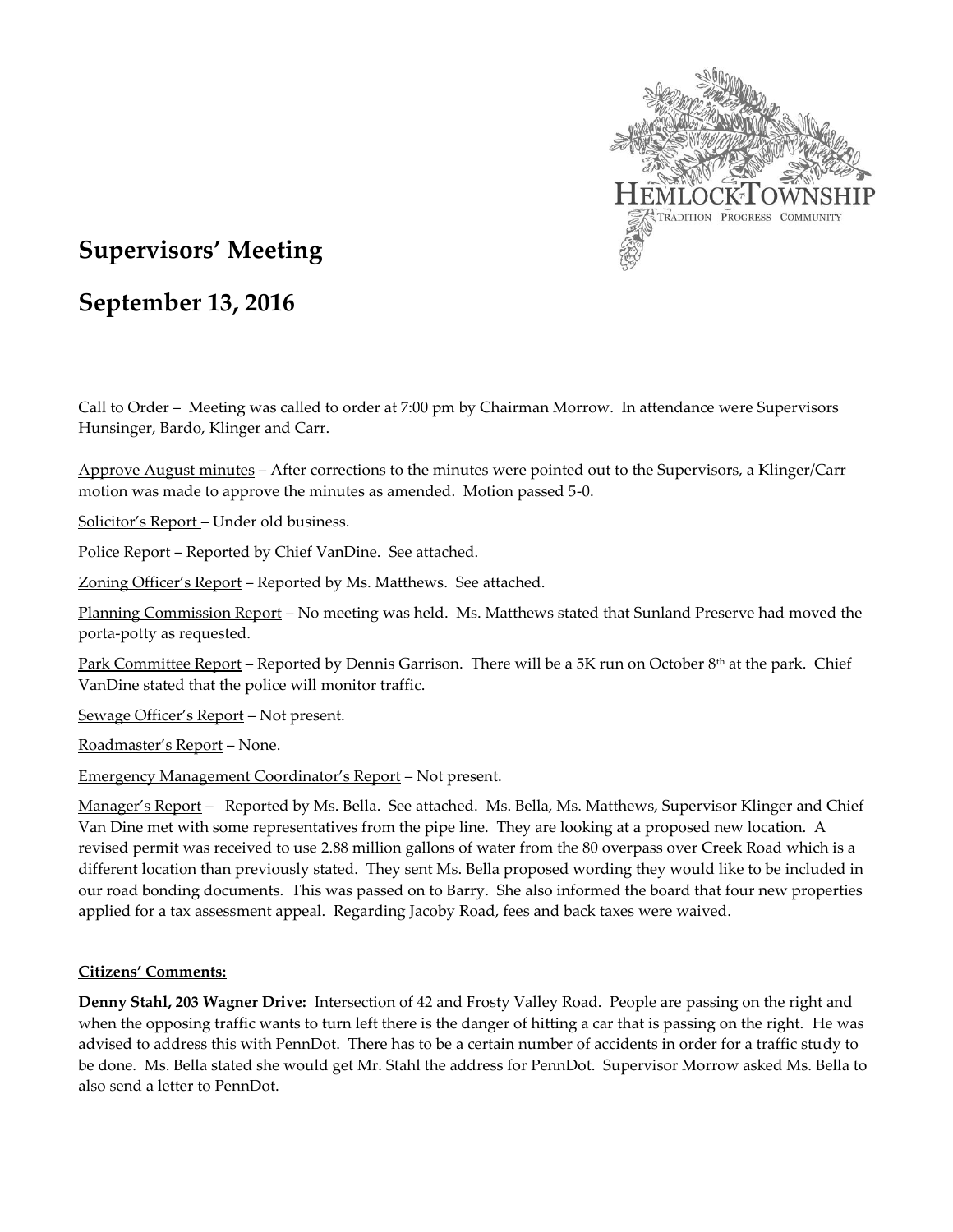HEMLOCK TOWNSHIP

TRADITION PROGRESS COMMUNITY

# Supervisors' Meeting

# September 13, 2016

Call to Order – Meeting was called to order at 7:00 pm by Chairman Morrow. In attendance were Supervisors Hunsinger, Bardo, Klinger and Carr.

Approve August minutes – After corrections to the minutes were pointed out to the Supervisors, a Klinger/Carr motion was made to approve the minutes as amended. Motion passed 5-0.

Solicitor's Report – Under old business.

Police Report – Reported by Chief VanDine. See attached.

Zoning Officer's Report – Reported by Ms. Matthews. See attached.

Planning Commission Report – No meeting was held. Ms. Matthews stated that Sunland Preserve had moved the porta-potty as requested.

Park Committee Report – Reported by Dennis Garrison. There will be a 5K run on October 8th at the park. Chief VanDine stated that the police will monitor traffic.

Sewage Officer's Report – Not present.

Roadmaster's Report – None.

Emergency Management Coordinator's Report – Not present.

Manager's Report – Reported by Ms. Bella. See attached. Ms. Bella, Ms. Matthews, Supervisor Klinger and Chief Van Dine met with some representatives from the pipe line. They are looking at a proposed new location. A revised permit was received to use 2.88 million gallons of water from the 80 overpass over Creek Road which is a different location than previously stated. They sent Ms. Bella proposed wording they would like to be included in our road bonding documents. This was passed on to Barry. She also informed the board that four new properties applied for a tax assessment appeal. Regarding Jacoby Road, fees and back taxes were waived.

**Citizens' Comments:**

**Denny Stahl, 203 Wagner Drive:** Intersection of 42 and Frosty Valley Road. People are passing on the right and when the opposing traffic wants to turn left there is the danger of hitting a car that is passing on the right. He was advised to address this with PennDot. There has to be a certain number of accidents in order for a traffic study to be done. Ms. Bella stated she would get Mr. Stahl the address for PennDot. Supervisor Morrow asked Ms. Bella to also send a letter to PennDot.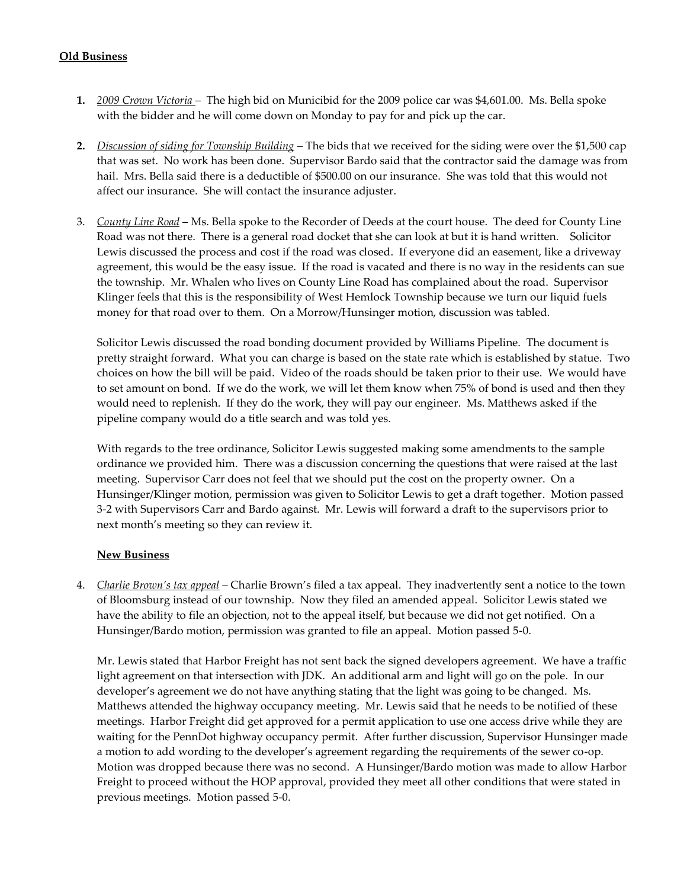**Old Business**

1. *2009 Crown Victoria* – The high bid on Municibid for the 2009 police car was $4,601.00. Ms. Bella spoke with the bidder and he will come down on Monday to pay for and pick up the car.

2. *Discussion of siding for Township Building* – The bids that we received for the siding were over the $1,500 cap that was set. No work has been done. Supervisor Bardo said that the contractor said the damage was from hail. Mrs. Bella said there is a deductible of $500.00 on our insurance. She was told that this would not affect our insurance. She will contact the insurance adjuster.

3. *County Line Road* – Ms. Bella spoke to the Recorder of Deeds at the court house. The deed for County Line Road was not there. There is a general road docket that she can look at but it is hand written. Solicitor Lewis discussed the process and cost if the road was closed. If everyone did an easement, like a driveway agreement, this would be the easy issue. If the road is vacated and there is no way in the residents can sue the township. Mr. Whalen who lives on County Line Road has complained about the road. Supervisor Klinger feels that this is the responsibility of West Hemlock Township because we turn our liquid fuels money for that road over to them. On a Morrow/Hunsinger motion, discussion was tabled.

   Solicitor Lewis discussed the road bonding document provided by Williams Pipeline. The document is pretty straight forward. What you can charge is based on the state rate which is established by statue. Two choices on how the bill will be paid. Video of the roads should be taken prior to their use. We would have to set amount on bond. If we do the work, we will let them know when 75% of bond is used and then they would need to replenish. If they do the work, they will pay our engineer. Ms. Matthews asked if the pipeline company would do a title search and was told yes.

   With regards to the tree ordinance, Solicitor Lewis suggested making some amendments to the sample ordinance we provided him. There was a discussion concerning the questions that were raised at the last meeting. Supervisor Carr does not feel that we should put the cost on the property owner. On a Hunsinger/Klinger motion, permission was given to Solicitor Lewis to get a draft together. Motion passed 3-2 with Supervisors Carr and Bardo against. Mr. Lewis will forward a draft to the supervisors prior to next month's meeting so they can review it.

**New Business**

4. *Charlie Brown's tax appeal* – Charlie Brown's filed a tax appeal. They inadvertently sent a notice to the town of Bloomsburg instead of our township. Now they filed an amended appeal. Solicitor Lewis stated we have the ability to file an objection, not to the appeal itself, but because we did not get notified. On a Hunsinger/Bardo motion, permission was granted to file an appeal. Motion passed 5-0.

   Mr. Lewis stated that Harbor Freight has not sent back the signed developers agreement. We have a traffic light agreement on that intersection with JDK. An additional arm and light will go on the pole. In our developer's agreement we do not have anything stating that the light was going to be changed. Ms. Matthews attended the highway occupancy meeting. Mr. Lewis said that he needs to be notified of these meetings. Harbor Freight did get approved for a permit application to use one access drive while they are waiting for the PennDot highway occupancy permit. After further discussion, Supervisor Hunsinger made a motion to add wording to the developer's agreement regarding the requirements of the sewer co-op. Motion was dropped because there was no second. A Hunsinger/Bardo motion was made to allow Harbor Freight to proceed without the HOP approval, provided they meet all other conditions that were stated in previous meetings. Motion passed 5-0.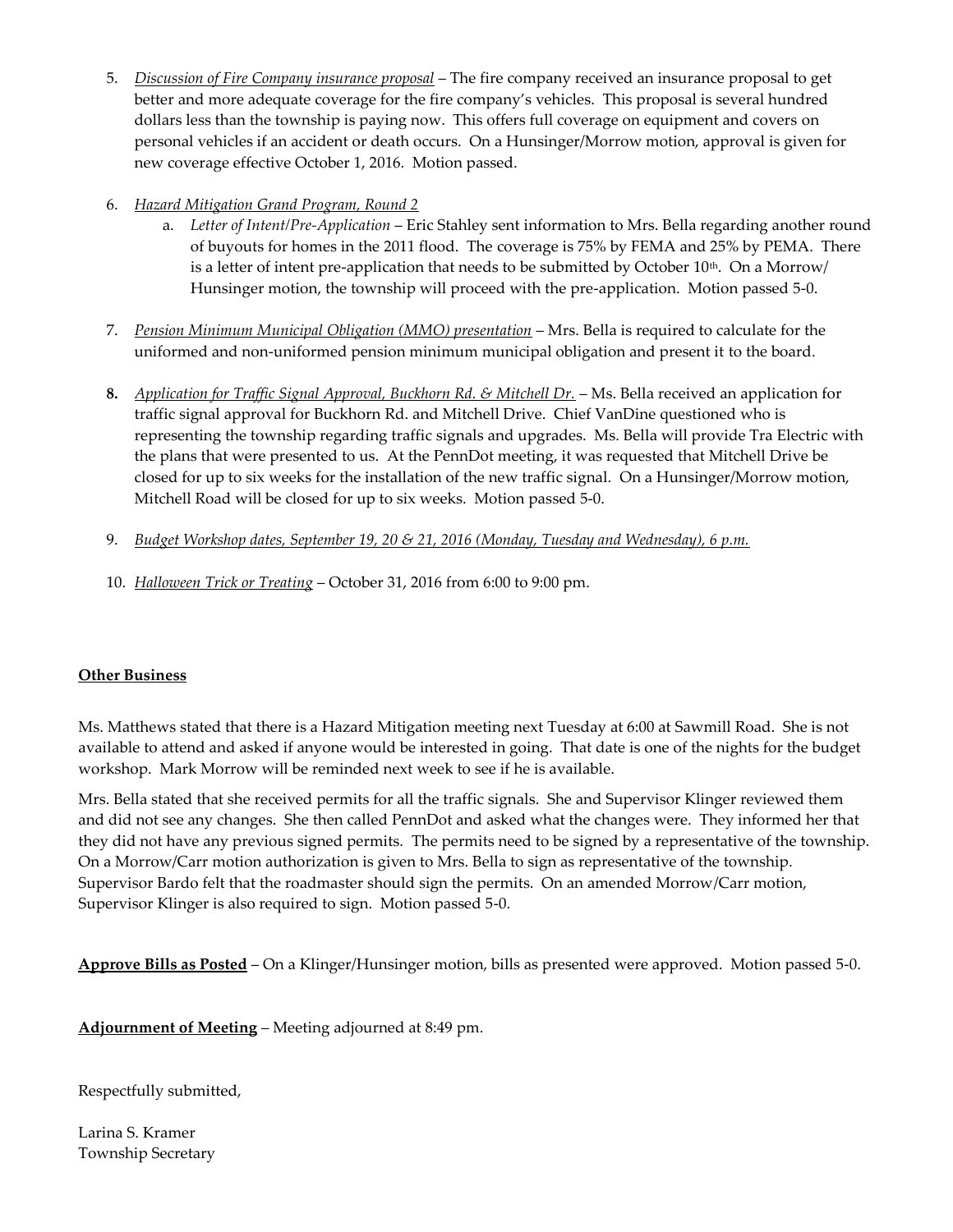5. *<u>Discussion of Fire Company insurance proposal</u>* – The fire company received an insurance proposal to get better and more adequate coverage for the fire company's vehicles. This proposal is several hundred dollars less than the township is paying now. This offers full coverage on equipment and covers on personal vehicles if an accident or death occurs. On a Hunsinger/Morrow motion, approval is given for new coverage effective October 1, 2016. Motion passed.

6. *<u>Hazard Mitigation Grand Program, Round 2</u>*
   a. *Letter of Intent/Pre-Application* – Eric Stahley sent information to Mrs. Bella regarding another round of buyouts for homes in the 2011 flood. The coverage is 75% by FEMA and 25% by PEMA. There is a letter of intent pre-application that needs to be submitted by October 10th. On a Morrow/ Hunsinger motion, the township will proceed with the pre-application. Motion passed 5-0.

7. *<u>Pension Minimum Municipal Obligation (MMO) presentation</u>* – Mrs. Bella is required to calculate for the uniformed and non-uniformed pension minimum municipal obligation and present it to the board.

8. *<u>Application for Traffic Signal Approval, Buckhorn Rd. & Mitchell Dr.</u>* – Ms. Bella received an application for traffic signal approval for Buckhorn Rd. and Mitchell Drive. Chief VanDine questioned who is representing the township regarding traffic signals and upgrades. Ms. Bella will provide Tra Electric with the plans that were presented to us. At the PennDot meeting, it was requested that Mitchell Drive be closed for up to six weeks for the installation of the new traffic signal. On a Hunsinger/Morrow motion, Mitchell Road will be closed for up to six weeks. Motion passed 5-0.

9. *<u>Budget Workshop dates, September 19, 20 & 21, 2016 (Monday, Tuesday and Wednesday), 6 p.m.</u>*

10. *<u>Halloween Trick or Treating</u>* – October 31, 2016 from 6:00 to 9:00 pm.

**<u>Other Business</u>**

Ms. Matthews stated that there is a Hazard Mitigation meeting next Tuesday at 6:00 at Sawmill Road. She is not available to attend and asked if anyone would be interested in going. That date is one of the nights for the budget workshop. Mark Morrow will be reminded next week to see if he is available.

Mrs. Bella stated that she received permits for all the traffic signals. She and Supervisor Klinger reviewed them and did not see any changes. She then called PennDot and asked what the changes were. They informed her that they did not have any previous signed permits. The permits need to be signed by a representative of the township. On a Morrow/Carr motion authorization is given to Mrs. Bella to sign as representative of the township. Supervisor Bardo felt that the roadmaster should sign the permits. On an amended Morrow/Carr motion, Supervisor Klinger is also required to sign. Motion passed 5-0.

**<u>Approve Bills as Posted</u>** – On a Klinger/Hunsinger motion, bills as presented were approved. Motion passed 5-0.

**<u>Adjournment of Meeting</u>** – Meeting adjourned at 8:49 pm.

Respectfully submitted,

Larina S. Kramer
Township Secretary